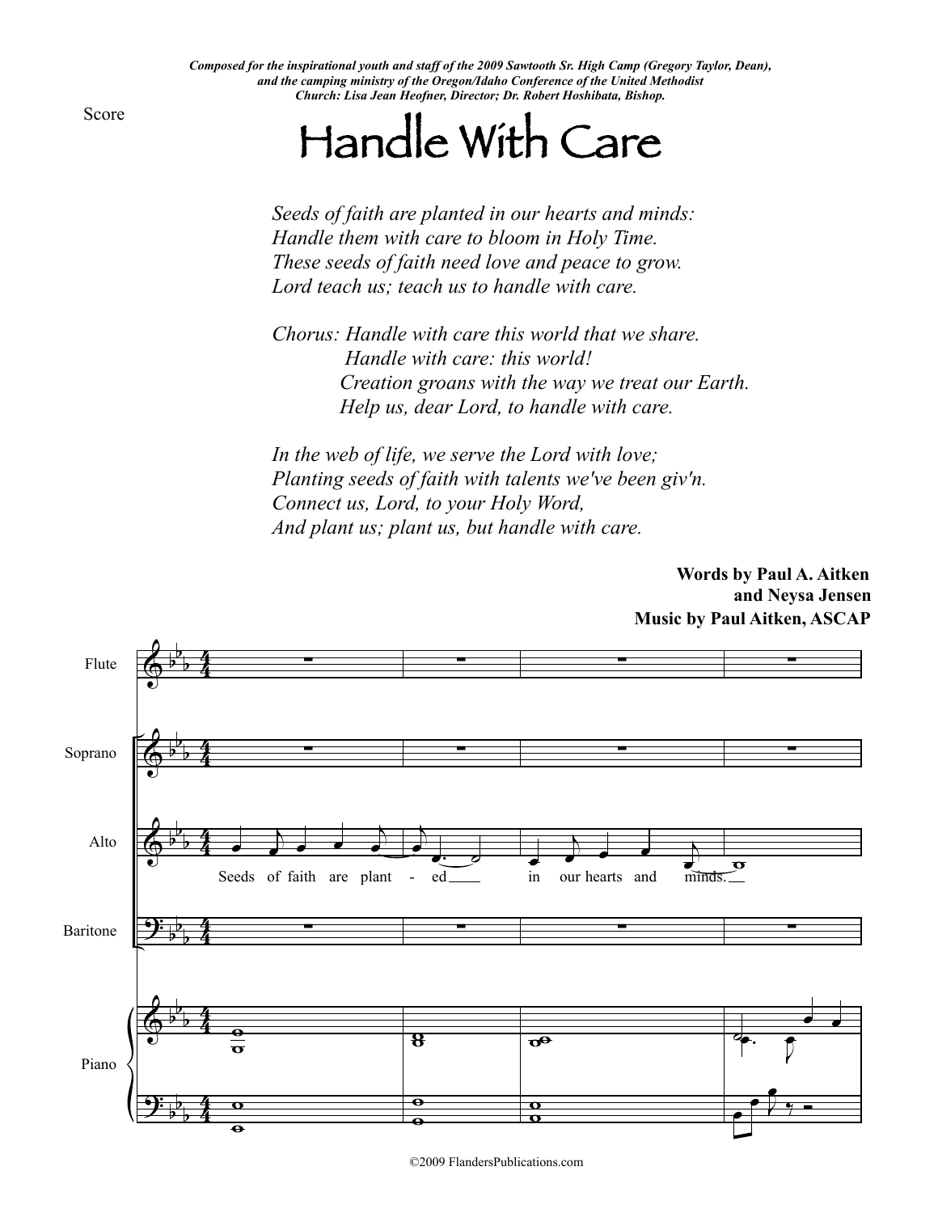*Composed for the inspirational youth and staff of the 2009 Sawtooth Sr. High Camp (Gregory Taylor, Dean), and the camping ministry of the Oregon/Idaho Conference of the United Methodist Church: Lisa Jean Heofner, Director; Dr. Robert Hoshibata, Bishop.*

Score

# Handle With Care

*Seeds of faith are planted in our hearts and minds:*
*Handle them with care to bloom in Holy Time.*
*These seeds of faith need love and peace to grow.*
*Lord teach us; teach us to handle with care.*

*Chorus: Handle with care this world that we share.*
*Handle with care: this world!*
*Creation groans with the way we treat our Earth.*
*Help us, dear Lord, to handle with care.*

*In the web of life, we serve the Lord with love;*
*Planting seeds of faith with talents we've been giv'n.*
*Connect us, Lord, to your Holy Word,*
*And plant us; plant us, but handle with care.*

**Words by Paul A. Aitken**
**and Neysa Jensen**
**Music by Paul Aitken, ASCAP**

Flute

Soprano

Alto

Seeds of faith are plant - ed in our hearts and minds.

Baritone

Piano

©2009 FlandersPublications.com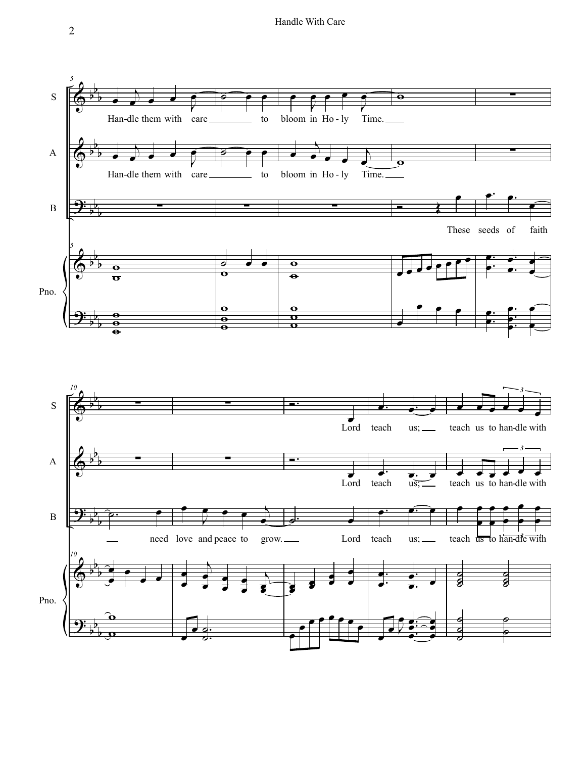S

Han-dle them with care to bloom in Ho - ly Time.

A

Han-dle them with care to bloom in Ho - ly Time.

B

These seeds of faith

Pno.

S

Lord teach us; teach us to han-dle with

A

Lord teach us; teach us to han-dle with

B

need love and peace to grow. Lord teach us; teach us to han-dle with

Pno.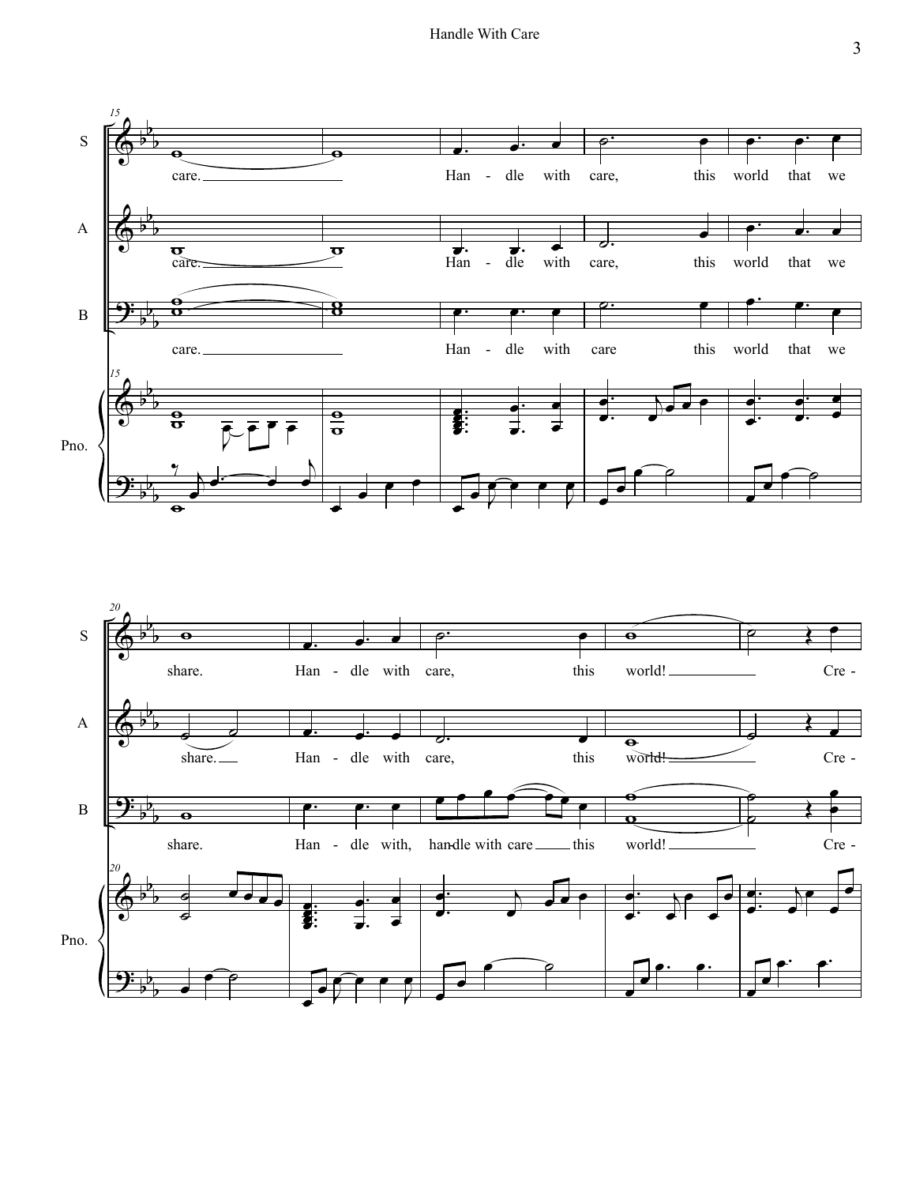S: care. Han - dle with care, this world that we share. Han - dle with care, this world! Cre -

A: care. Han - dle with care, this world that we share. Han - dle with care, this world! Cre -

B: care. Han - dle with care this world that we share. Han - dle with, han-dle with care this world! Cre -

Pno.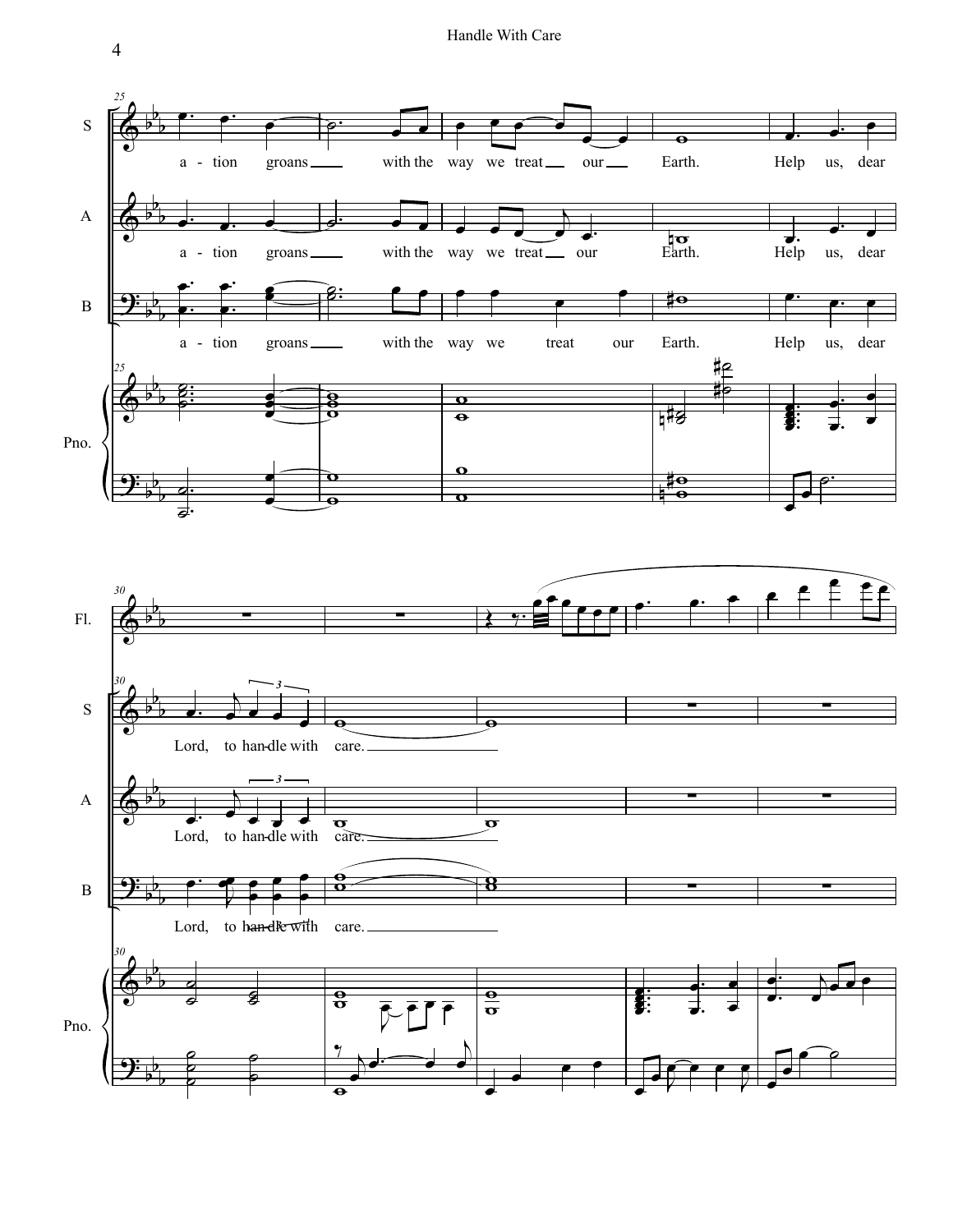a - tion groans with the way we treat our Earth. Help us, dear

a - tion groans with the way we treat our Earth. Help us, dear

a - tion groans with the way we treat our Earth. Help us, dear

Lord, to han-dle with care.

Lord, to han-dle with care.

Lord, to han-dle with care.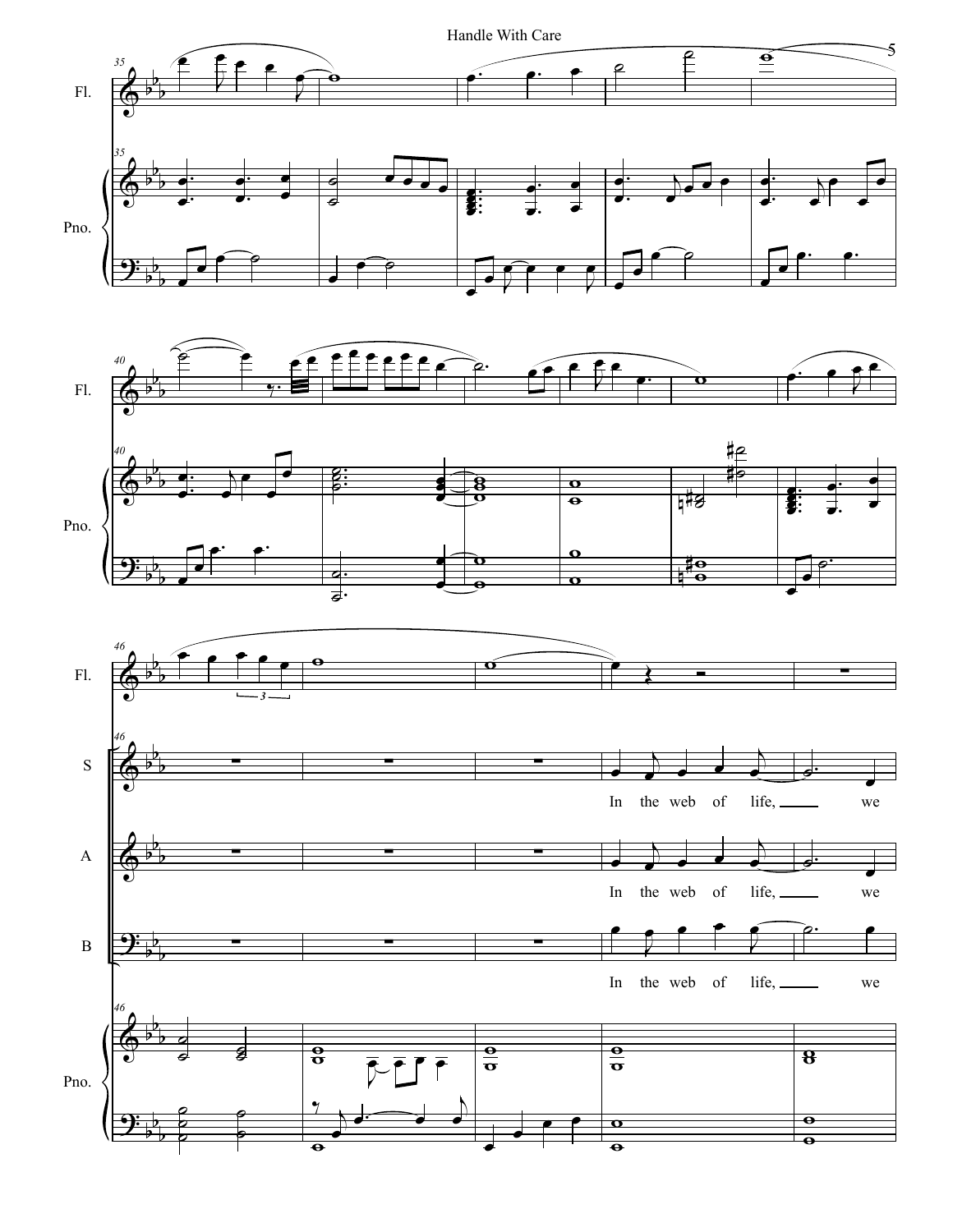Fl.

Pno.

Fl.

Pno.

Fl.

S

In the web of life, we

A

In the web of life, we

B

In the web of life, we

Pno.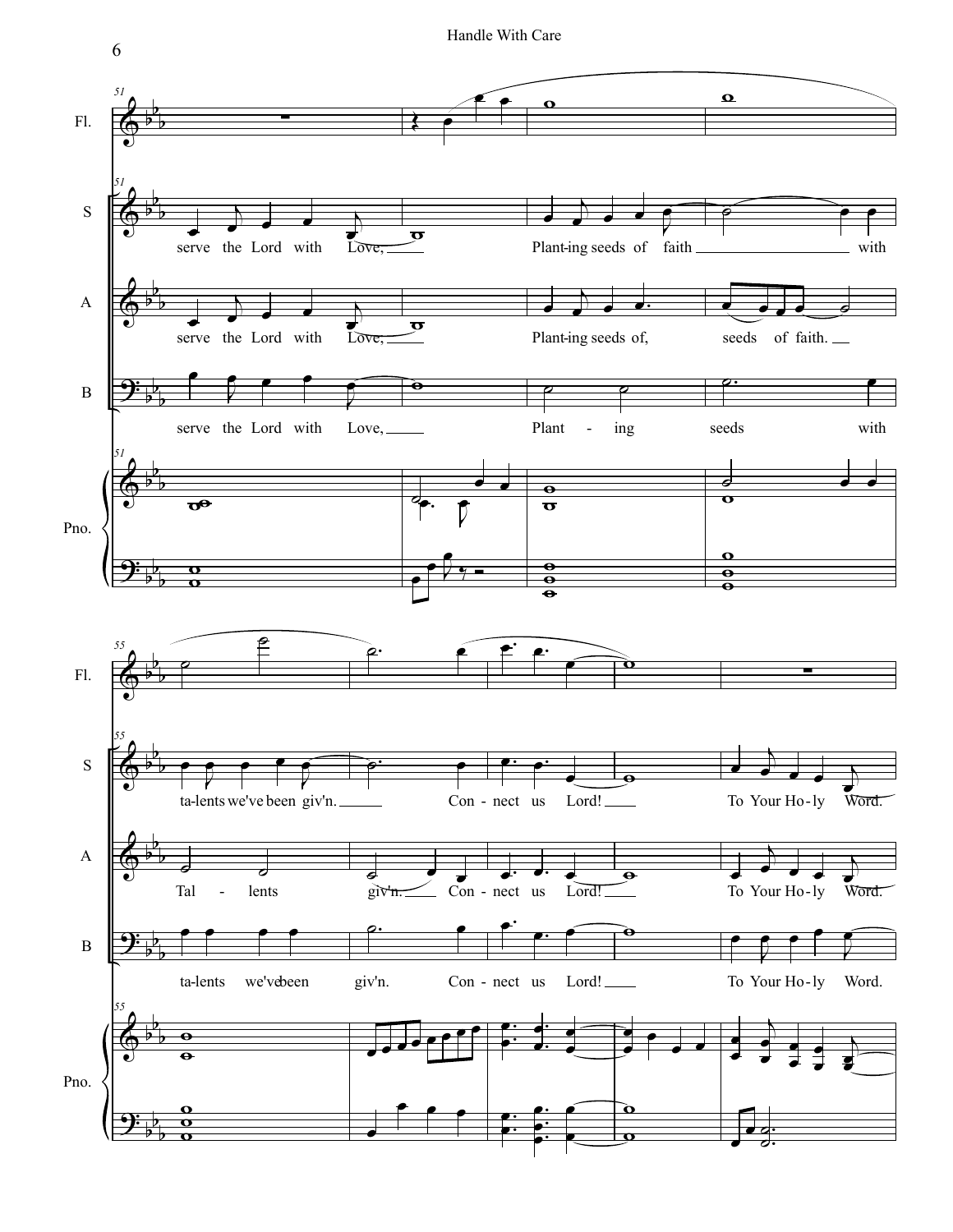Fl.

S: serve the Lord with Love, Plant-ing seeds of faith with ta-lents we've been giv'n. Con - nect us Lord! To Your Ho - ly Word.

A: serve the Lord with Love, Plant-ing seeds of, seeds of faith. Tal - lents giv'n. Con - nect us Lord! To Your Ho - ly Word.

B: serve the Lord with Love, Plant - ing seeds with ta-lents we've been giv'n. Con - nect us Lord! To Your Ho - ly Word.

Pno.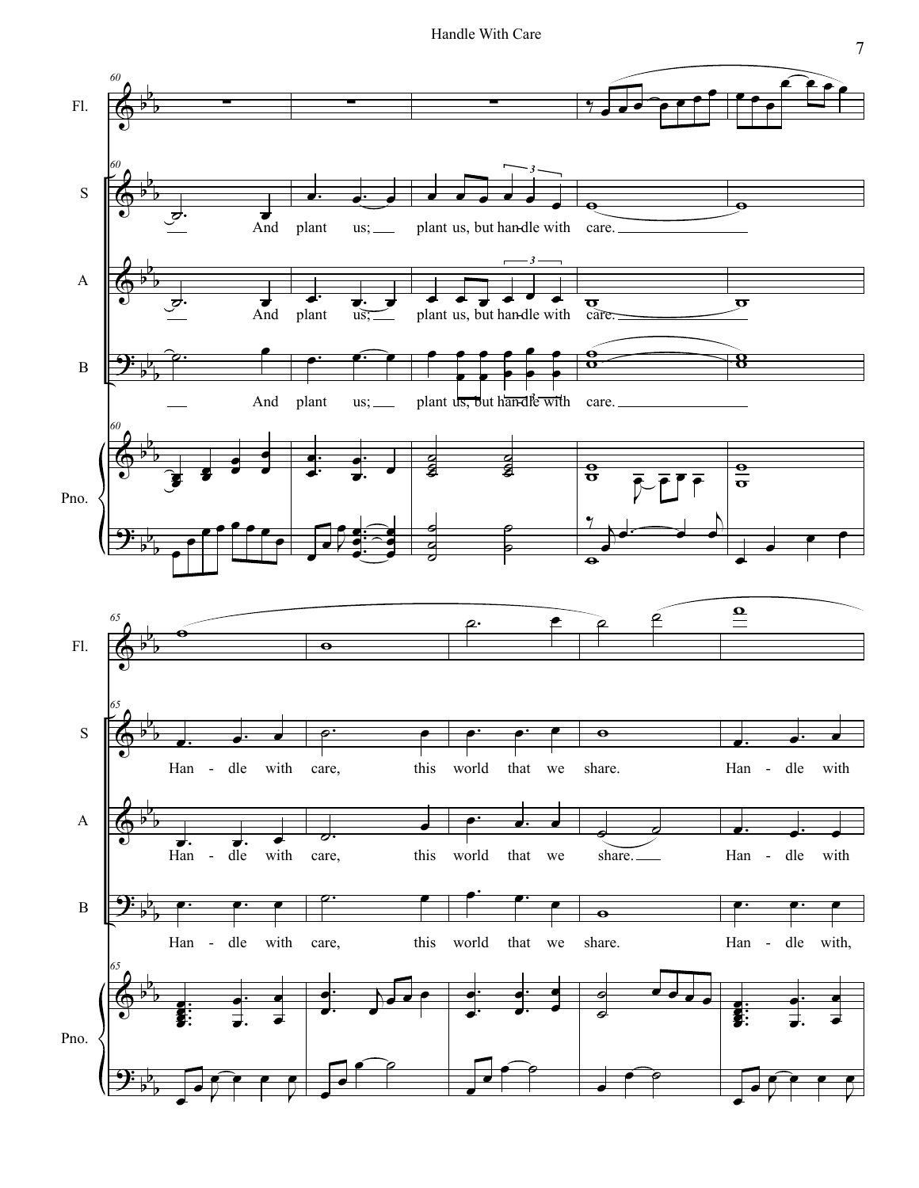Fl.

S: And plant us; plant us, but han-dle with care. Han - dle with care, this world that we share. Han - dle with

A: And plant us; plant us, but han-dle with care. Han - dle with care, this world that we share. Han - dle with

B: And plant us; plant us, but han-dle with care. Han - dle with care, this world that we share. Han - dle with,

Pno.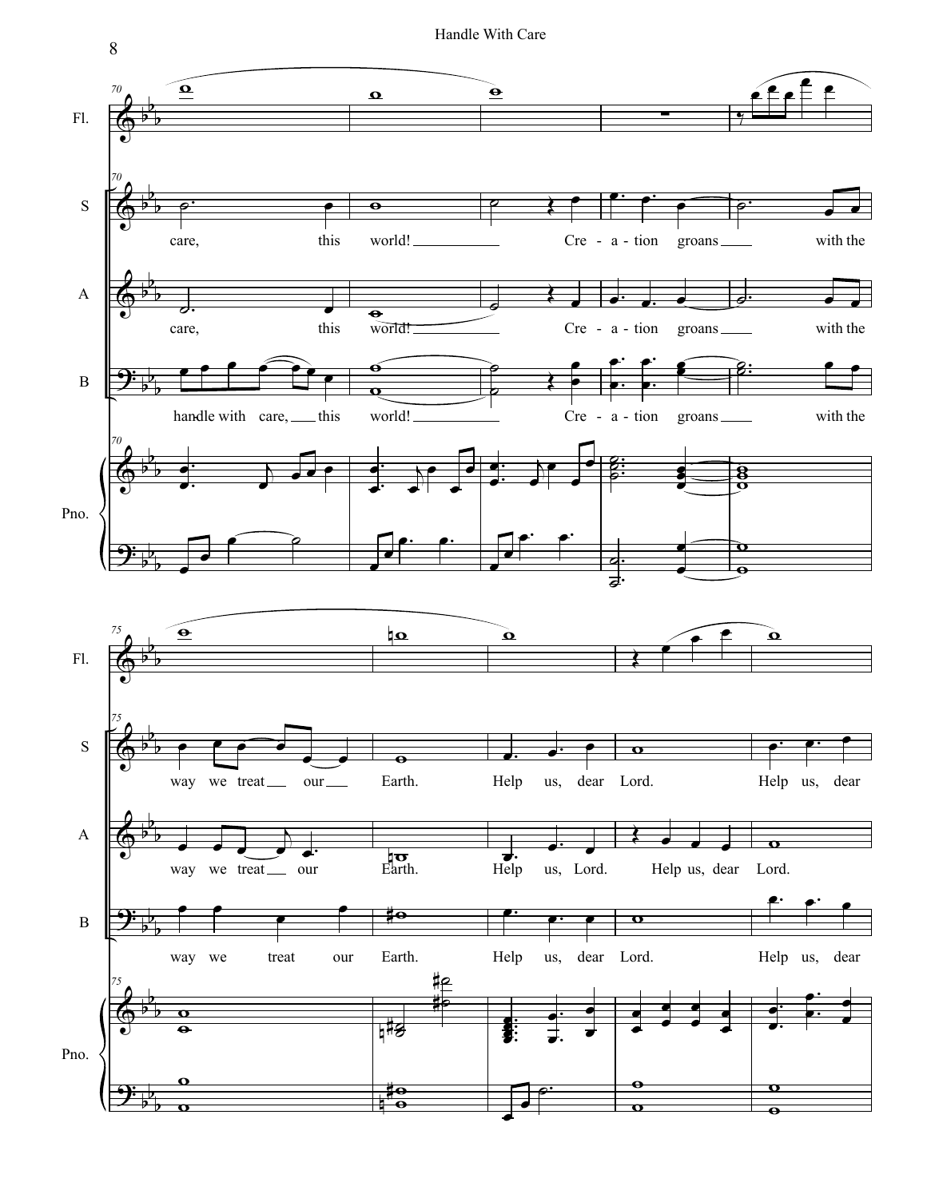Fl.

S: care, this world! Cre - a - tion groans with the way we treat our Earth. Help us, dear Lord. Help us, dear

A: care, this world! Cre - a - tion groans with the way we treat our Earth. Help us, Lord. Help us, dear Lord.

B: handle with care, this world! Cre - a - tion groans with the way we treat our Earth. Help us, dear Lord. Help us, dear

Pno.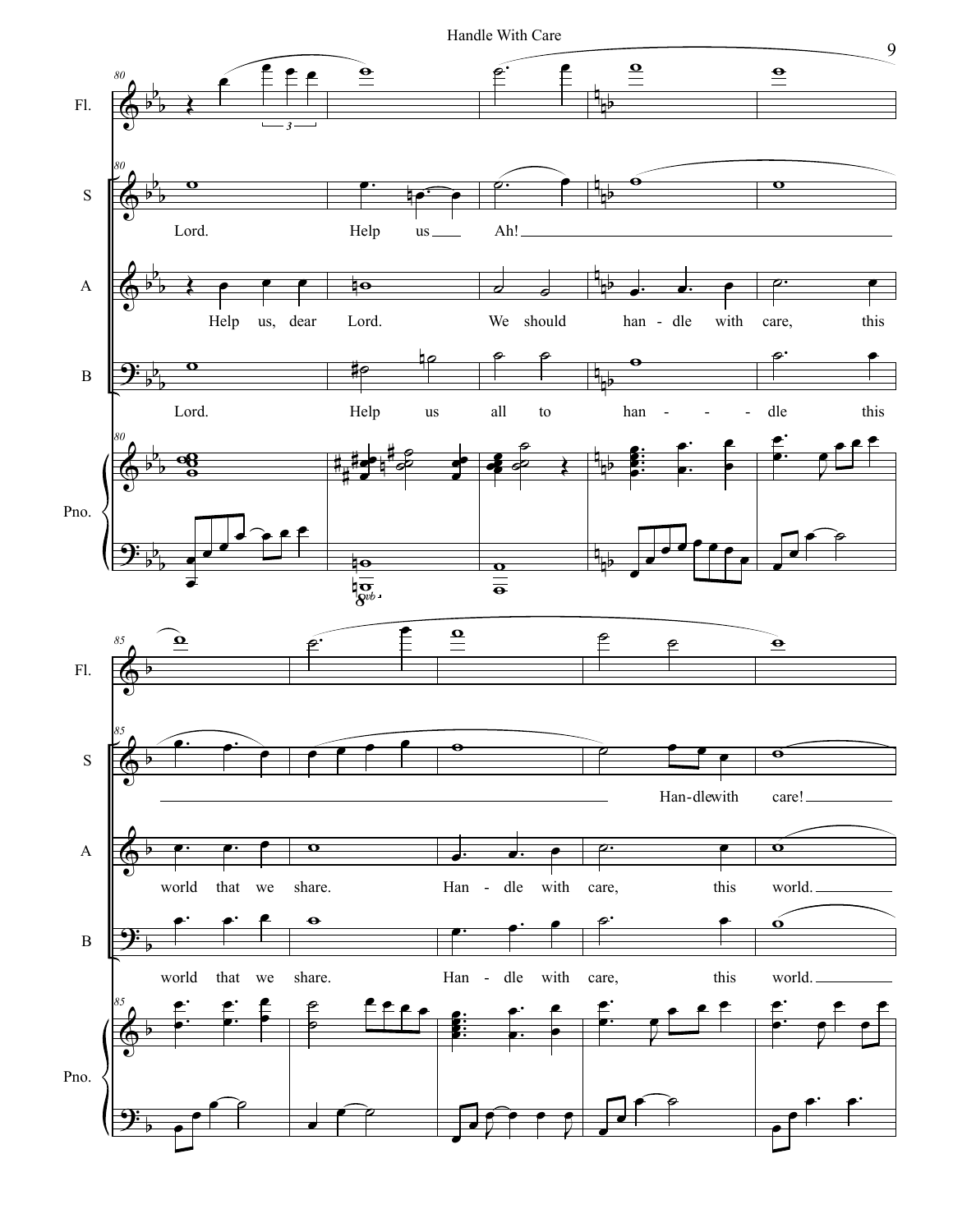**Fl.**

**S** — Lord. Help us Ah! Han-dle with care!

**A** — Help us, dear Lord. We should han - dle with care, this world that we share. Han - dle with care, this world.

**B** — Lord. Help us all to han - - - dle this world that we share. Han - dle with care, this world.

**Pno.**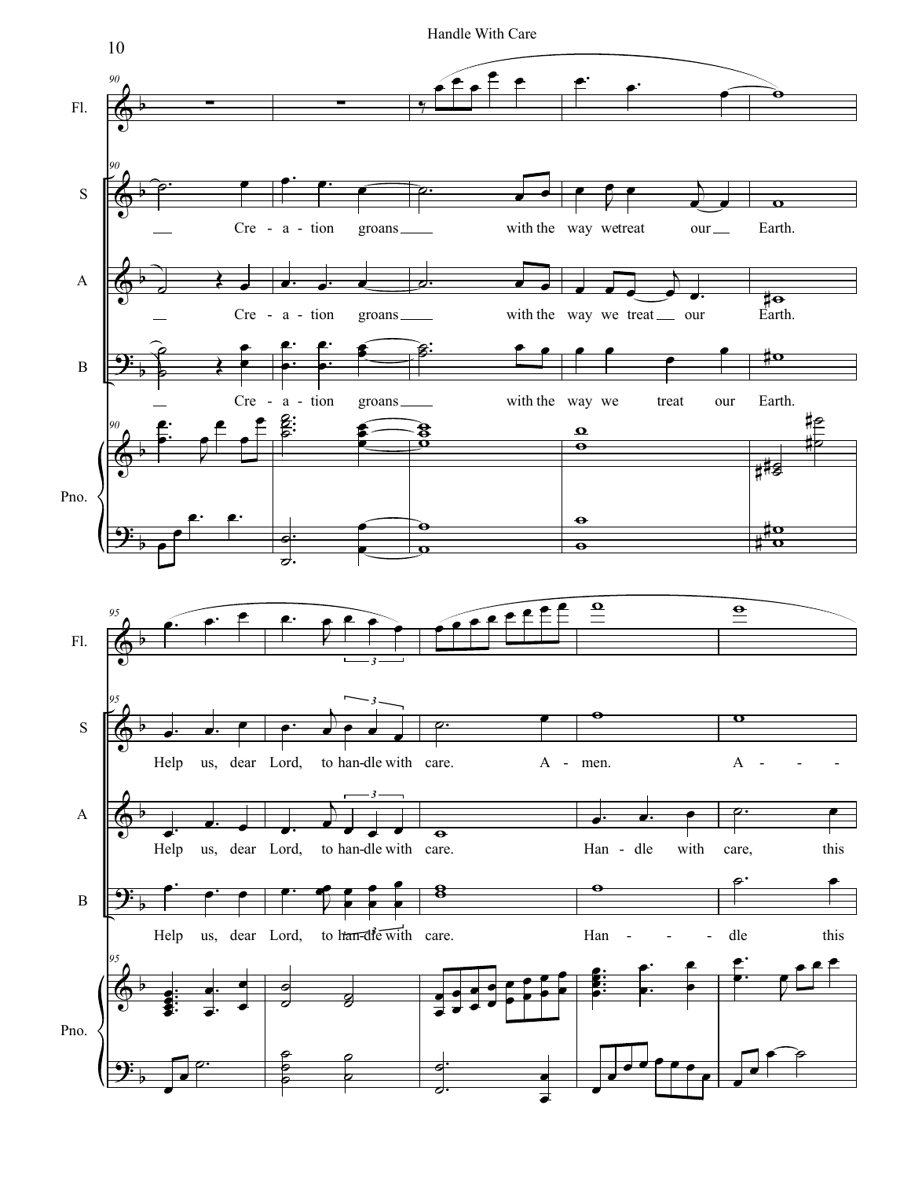Fl.

S

Cre - a - tion groans with the way we treat our Earth.

Help us, dear Lord, to han-dle with care. A - men. A - - -

A

Cre - a - tion groans with the way we treat our Earth.

Help us, dear Lord, to han-dle with care. Han - dle with care, this

B

Cre - a - tion groans with the way we treat our Earth.

Help us, dear Lord, to han-dle with care. Han - - - dle this

Pno.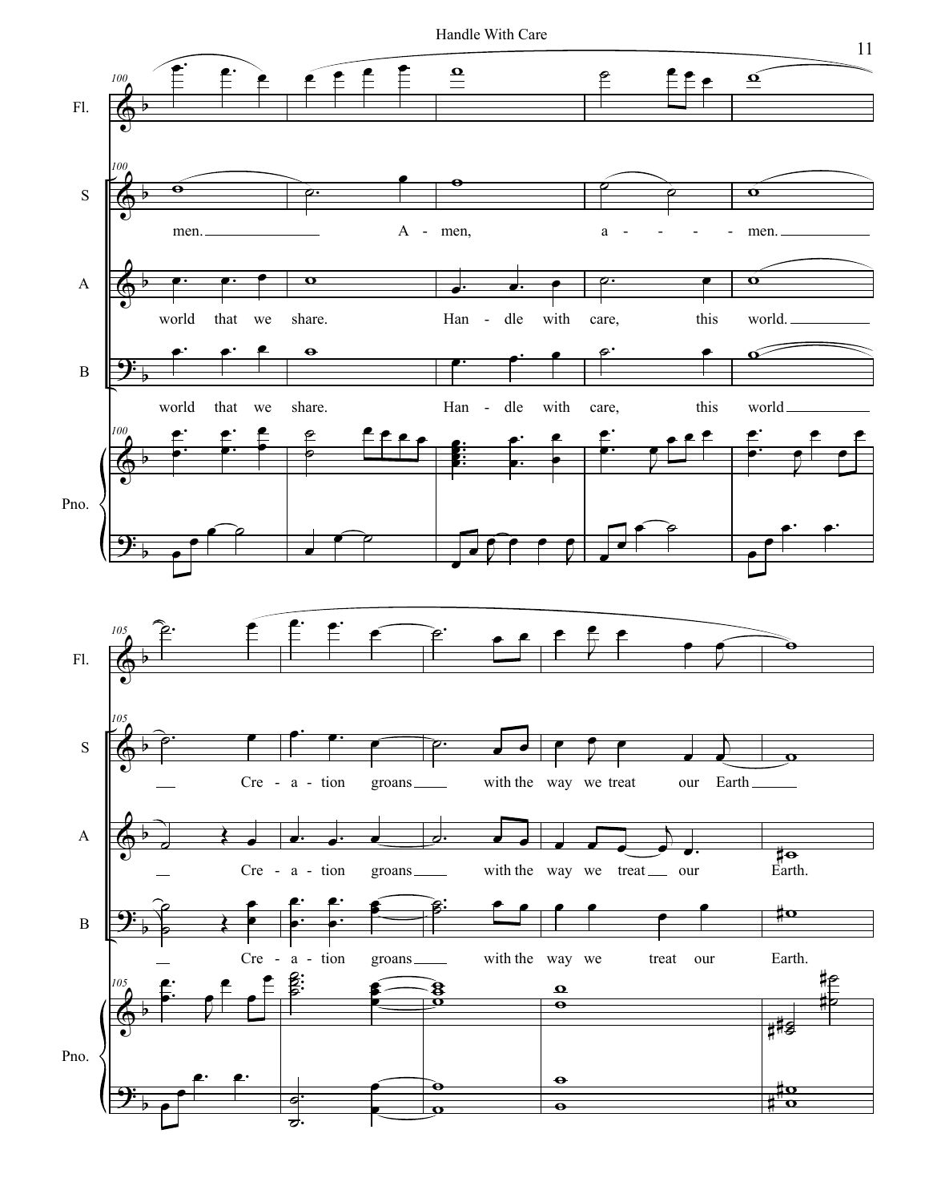Fl.

S: men. A - men, a - - - - men.

A: world that we share. Han - dle with care, this world.

B: world that we share. Han - dle with care, this world

Pno.

Fl.

S: Cre - a - tion groans with the way we treat our Earth

A: Cre - a - tion groans with the way we treat our Earth.

B: Cre - a - tion groans with the way we treat our Earth.

Pno.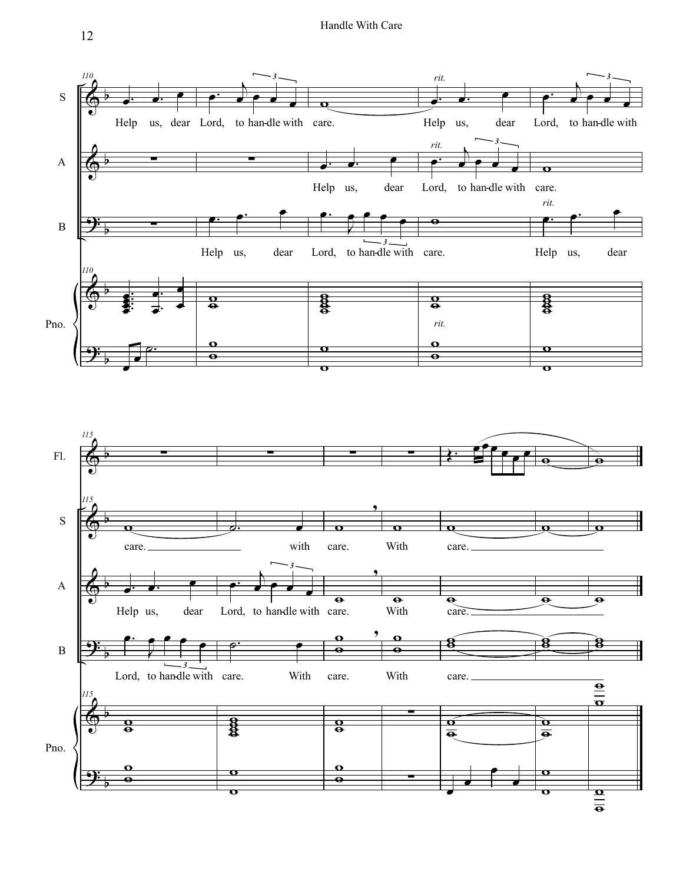S: Help us, dear Lord, to han-dle with care. Help us, dear Lord, to han-dle with care. with care. With care.

A: Help us, dear Lord, to han-dle with care. Help us, dear Lord, to han-dle with care. With care.

B: Help us, dear Lord, to han-dle with care. Help us, dear Lord, to han-dle with care. With care. With care.

*rit.*